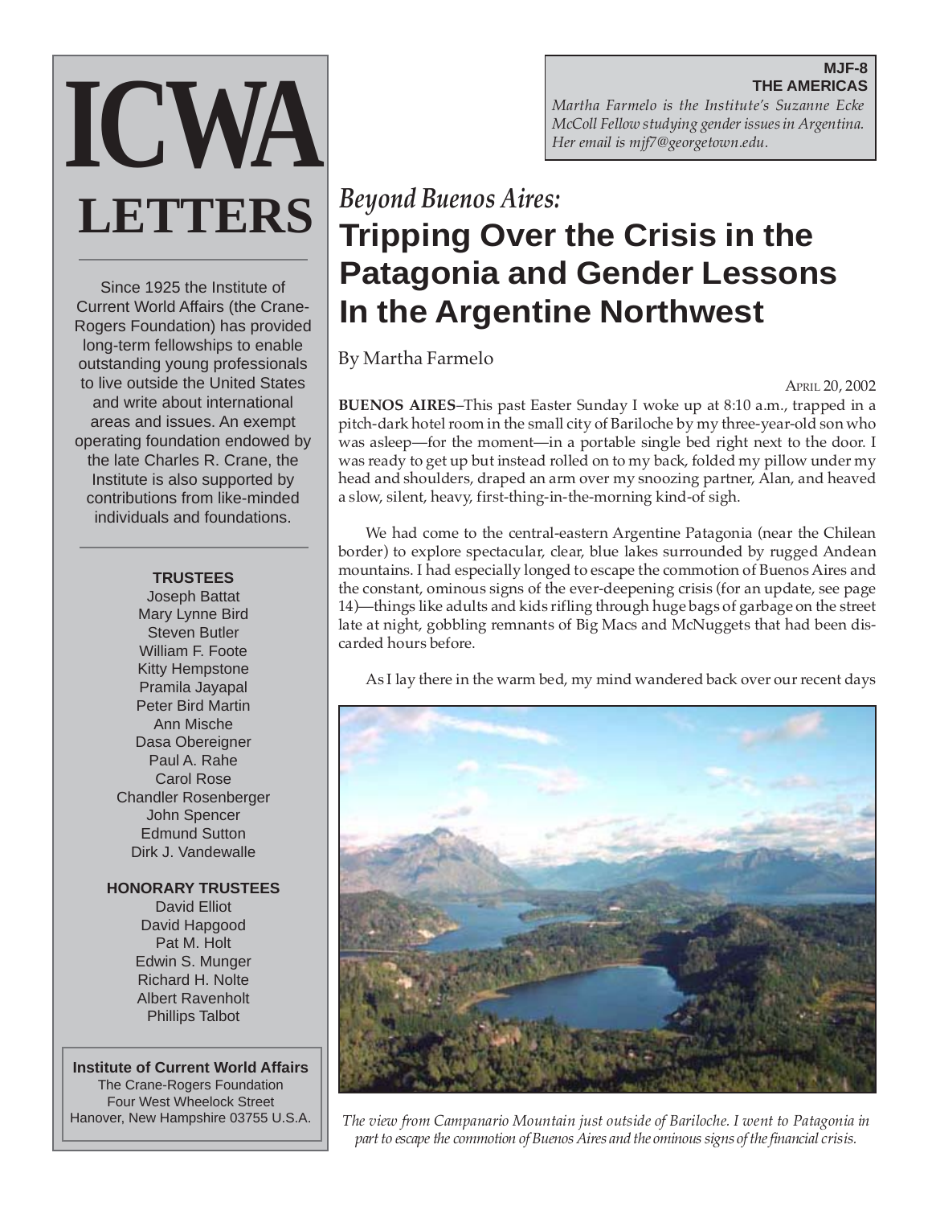# ICWA LETTERS

Since 1925 the Institute of Current World Affairs (the Crane-Rogers Foundation) has provided long-term fellowships to enable outstanding young professionals to live outside the United States and write about international areas and issues. An exempt operating foundation endowed by the late Charles R. Crane, the Institute is also supported by contributions from like-minded individuals and foundations.

**TRUSTEES**

Joseph Battat
Mary Lynne Bird
Steven Butler
William F. Foote
Kitty Hempstone
Pramila Jayapal
Peter Bird Martin
Ann Mische
Dasa Obereigner
Paul A. Rahe
Carol Rose
Chandler Rosenberger
John Spencer
Edmund Sutton
Dirk J. Vandewalle

**HONORARY TRUSTEES**

David Elliot
David Hapgood
Pat M. Holt
Edwin S. Munger
Richard H. Nolte
Albert Ravenholt
Phillips Talbot

**Institute of Current World Affairs**
The Crane-Rogers Foundation
Four West Wheelock Street
Hanover, New Hampshire 03755 U.S.A.

**MJF-8**
**THE AMERICAS**

*Martha Farmelo is the Institute's Suzanne Ecke McColl Fellow studying gender issues in Argentina. Her email is mjf7@georgetown.edu.*

## *Beyond Buenos Aires:* Tripping Over the Crisis in the Patagonia and Gender Lessons In the Argentine Northwest

By Martha Farmelo

APRIL 20, 2002

**BUENOS AIRES**–This past Easter Sunday I woke up at 8:10 a.m., trapped in a pitch-dark hotel room in the small city of Bariloche by my three-year-old son who was asleep—for the moment—in a portable single bed right next to the door. I was ready to get up but instead rolled on to my back, folded my pillow under my head and shoulders, draped an arm over my snoozing partner, Alan, and heaved a slow, silent, heavy, first-thing-in-the-morning kind-of sigh.

We had come to the central-eastern Argentine Patagonia (near the Chilean border) to explore spectacular, clear, blue lakes surrounded by rugged Andean mountains. I had especially longed to escape the commotion of Buenos Aires and the constant, ominous signs of the ever-deepening crisis (for an update, see page 14)—things like adults and kids rifling through huge bags of garbage on the street late at night, gobbling remnants of Big Macs and McNuggets that had been discarded hours before.

As I lay there in the warm bed, my mind wandered back over our recent days

*The view from Campanario Mountain just outside of Bariloche. I went to Patagonia in part to escape the commotion of Buenos Aires and the ominous signs of the financial crisis.*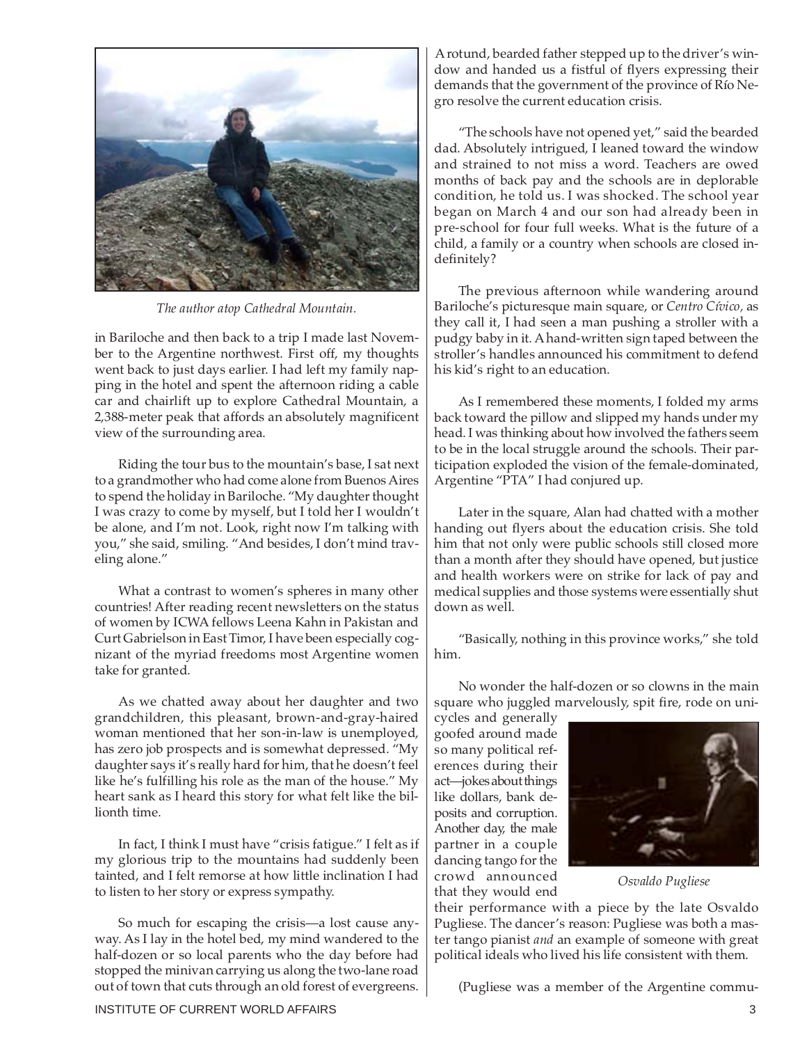*The author atop Cathedral Mountain.*

in Bariloche and then back to a trip I made last November to the Argentine northwest. First off, my thoughts went back to just days earlier. I had left my family napping in the hotel and spent the afternoon riding a cable car and chairlift up to explore Cathedral Mountain, a 2,388-meter peak that affords an absolutely magnificent view of the surrounding area.

Riding the tour bus to the mountain's base, I sat next to a grandmother who had come alone from Buenos Aires to spend the holiday in Bariloche. "My daughter thought I was crazy to come by myself, but I told her I wouldn't be alone, and I'm not. Look, right now I'm talking with you," she said, smiling. "And besides, I don't mind traveling alone."

What a contrast to women's spheres in many other countries! After reading recent newsletters on the status of women by ICWA fellows Leena Kahn in Pakistan and Curt Gabrielson in East Timor, I have been especially cognizant of the myriad freedoms most Argentine women take for granted.

As we chatted away about her daughter and two grandchildren, this pleasant, brown-and-gray-haired woman mentioned that her son-in-law is unemployed, has zero job prospects and is somewhat depressed. "My daughter says it's really hard for him, that he doesn't feel like he's fulfilling his role as the man of the house." My heart sank as I heard this story for what felt like the billionth time.

In fact, I think I must have "crisis fatigue." I felt as if my glorious trip to the mountains had suddenly been tainted, and I felt remorse at how little inclination I had to listen to her story or express sympathy.

So much for escaping the crisis—a lost cause anyway. As I lay in the hotel bed, my mind wandered to the half-dozen or so local parents who the day before had stopped the minivan carrying us along the two-lane road out of town that cuts through an old forest of evergreens. A rotund, bearded father stepped up to the driver's window and handed us a fistful of flyers expressing their demands that the government of the province of Río Negro resolve the current education crisis.

"The schools have not opened yet," said the bearded dad. Absolutely intrigued, I leaned toward the window and strained to not miss a word. Teachers are owed months of back pay and the schools are in deplorable condition, he told us. I was shocked. The school year began on March 4 and our son had already been in pre-school for four full weeks. What is the future of a child, a family or a country when schools are closed indefinitely?

The previous afternoon while wandering around Bariloche's picturesque main square, or *Centro Cívico*, as they call it, I had seen a man pushing a stroller with a pudgy baby in it. A hand-written sign taped between the stroller's handles announced his commitment to defend his kid's right to an education.

As I remembered these moments, I folded my arms back toward the pillow and slipped my hands under my head. I was thinking about how involved the fathers seem to be in the local struggle around the schools. Their participation exploded the vision of the female-dominated, Argentine "PTA" I had conjured up.

Later in the square, Alan had chatted with a mother handing out flyers about the education crisis. She told him that not only were public schools still closed more than a month after they should have opened, but justice and health workers were on strike for lack of pay and medical supplies and those systems were essentially shut down as well.

"Basically, nothing in this province works," she told him.

No wonder the half-dozen or so clowns in the main square who juggled marvelously, spit fire, rode on unicycles and generally goofed around made so many political references during their act—jokes about things like dollars, bank deposits and corruption. Another day, the male partner in a couple dancing tango for the crowd announced that they would end their performance with a piece by the late Osvaldo Pugliese. The dancer's reason: Pugliese was both a master tango pianist *and* an example of someone with great political ideals who lived his life consistent with them.

*Osvaldo Pugliese*

(Pugliese was a member of the Argentine commu-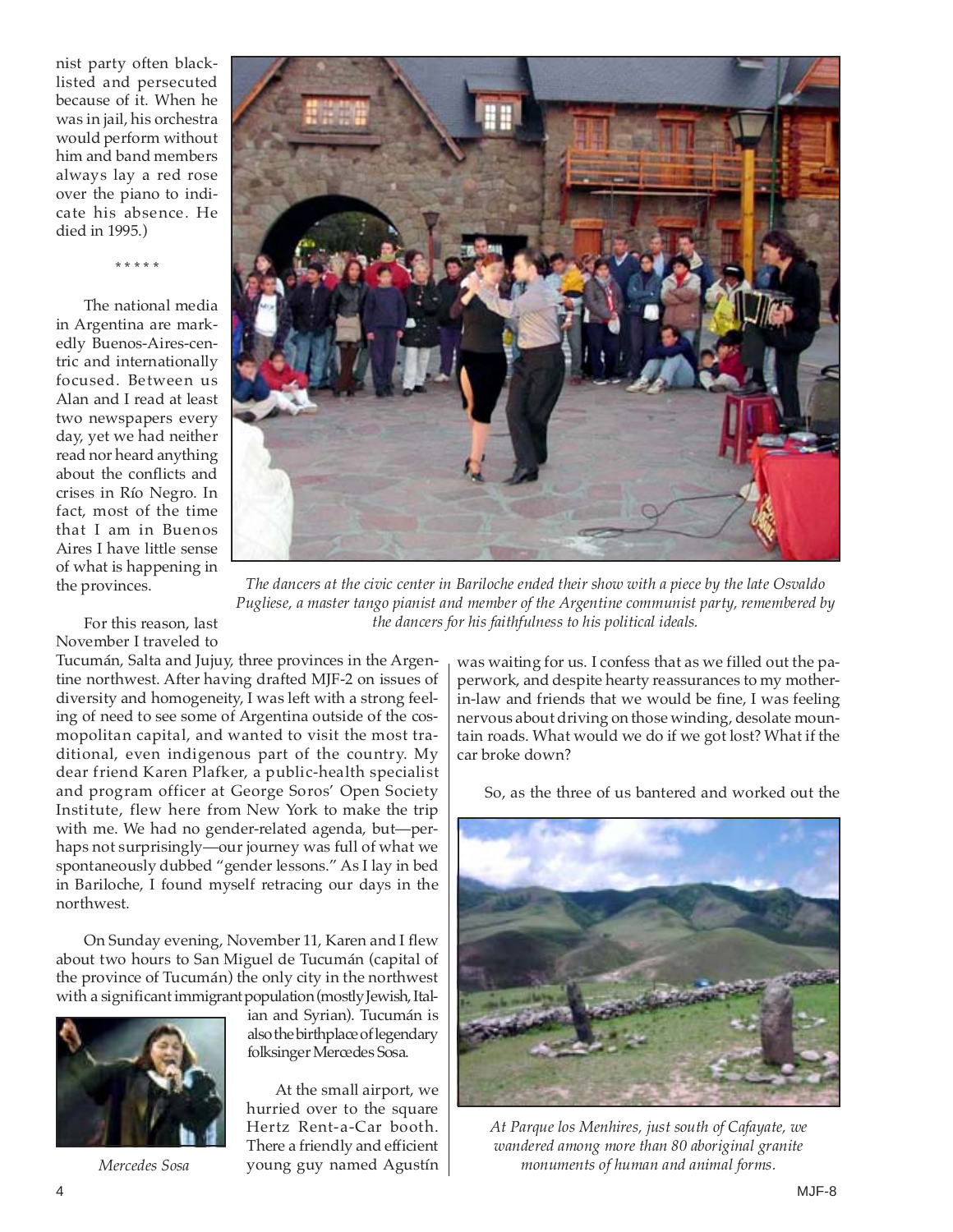nist party often blacklisted and persecuted because of it. When he was in jail, his orchestra would perform without him and band members always lay a red rose over the piano to indicate his absence. He died in 1995.)

\* \* \* \* \*

The national media in Argentina are markedly Buenos-Aires-centric and internationally focused. Between us Alan and I read at least two newspapers every day, yet we had neither read nor heard anything about the conflicts and crises in Río Negro. In fact, most of the time that I am in Buenos Aires I have little sense of what is happening in the provinces.

*The dancers at the civic center in Bariloche ended their show with a piece by the late Osvaldo Pugliese, a master tango pianist and member of the Argentine communist party, remembered by the dancers for his faithfulness to his political ideals.*

For this reason, last November I traveled to Tucumán, Salta and Jujuy, three provinces in the Argentine northwest. After having drafted MJF-2 on issues of diversity and homogeneity, I was left with a strong feeling of need to see some of Argentina outside of the cosmopolitan capital, and wanted to visit the most traditional, even indigenous part of the country. My dear friend Karen Plafker, a public-health specialist and program officer at George Soros' Open Society Institute, flew here from New York to make the trip with me. We had no gender-related agenda, but—perhaps not surprisingly—our journey was full of what we spontaneously dubbed "gender lessons." As I lay in bed in Bariloche, I found myself retracing our days in the northwest.

On Sunday evening, November 11, Karen and I flew about two hours to San Miguel de Tucumán (capital of the province of Tucumán) the only city in the northwest with a significant immigrant population (mostly Jewish, Italian and Syrian). Tucumán is also the birthplace of legendary folksinger Mercedes Sosa.

*Mercedes Sosa*

At the small airport, we hurried over to the square Hertz Rent-a-Car booth. There a friendly and efficient young guy named Agustín was waiting for us. I confess that as we filled out the paperwork, and despite hearty reassurances to my mother-in-law and friends that we would be fine, I was feeling nervous about driving on those winding, desolate mountain roads. What would we do if we got lost? What if the car broke down?

So, as the three of us bantered and worked out the

*At Parque los Menhires, just south of Cafayate, we wandered among more than 80 aboriginal granite monuments of human and animal forms.*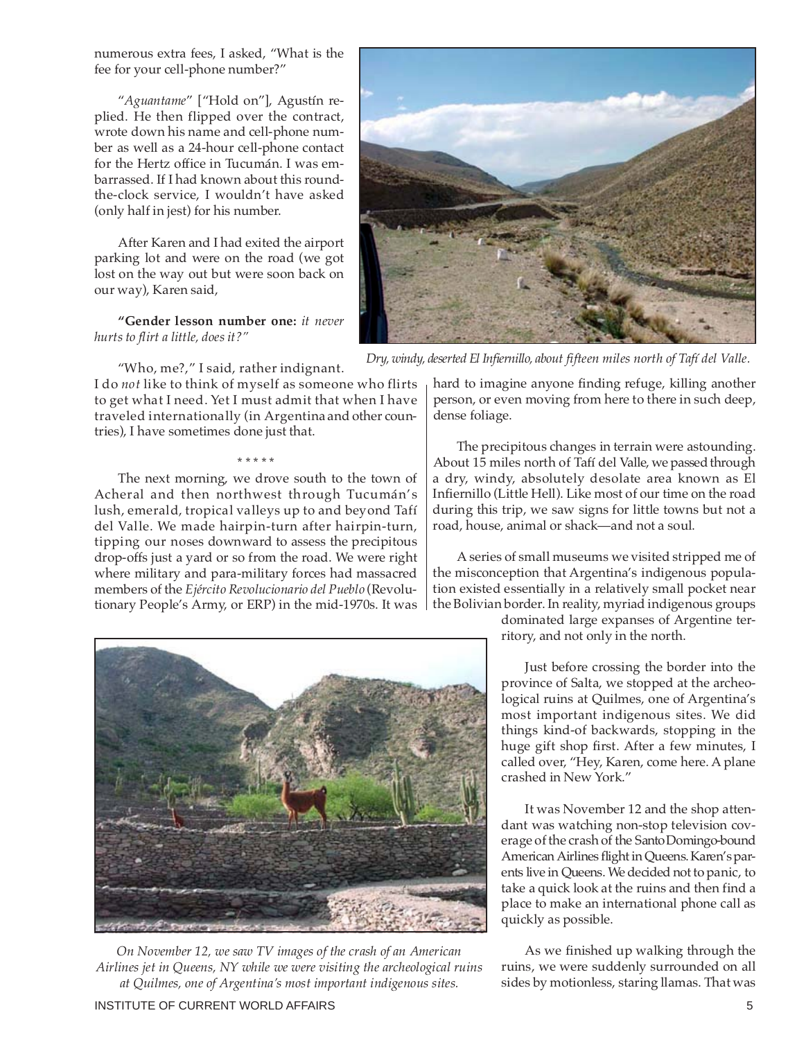numerous extra fees, I asked, "What is the fee for your cell-phone number?"

"*Aguantame*" ["Hold on"], Agustín replied. He then flipped over the contract, wrote down his name and cell-phone number as well as a 24-hour cell-phone contact for the Hertz office in Tucumán. I was embarrassed. If I had known about this round-the-clock service, I wouldn't have asked (only half in jest) for his number.

After Karen and I had exited the airport parking lot and were on the road (we got lost on the way out but were soon back on our way), Karen said,

**"Gender lesson number one:** *it never hurts to flirt a little, does it?"*

"Who, me?," I said, rather indignant. I do *not* like to think of myself as someone who flirts to get what I need. Yet I must admit that when I have traveled internationally (in Argentina and other countries), I have sometimes done just that.

\* \* \* \* \*

The next morning, we drove south to the town of Acheral and then northwest through Tucumán's lush, emerald, tropical valleys up to and beyond Tafí del Valle. We made hairpin-turn after hairpin-turn, tipping our noses downward to assess the precipitous drop-offs just a yard or so from the road. We were right where military and para-military forces had massacred members of the *Ejército Revolucionario del Pueblo* (Revolutionary People's Army, or ERP) in the mid-1970s. It was hard to imagine anyone finding refuge, killing another person, or even moving from here to there in such deep, dense foliage.

*Dry, windy, deserted El Infiernillo, about fifteen miles north of Tafí del Valle.*

The precipitous changes in terrain were astounding. About 15 miles north of Tafí del Valle, we passed through a dry, windy, absolutely desolate area known as El Infiernillo (Little Hell). Like most of our time on the road during this trip, we saw signs for little towns but not a road, house, animal or shack—and not a soul.

A series of small museums we visited stripped me of the misconception that Argentina's indigenous population existed essentially in a relatively small pocket near the Bolivian border. In reality, myriad indigenous groups dominated large expanses of Argentine territory, and not only in the north.

Just before crossing the border into the province of Salta, we stopped at the archeological ruins at Quilmes, one of Argentina's most important indigenous sites. We did things kind-of backwards, stopping in the huge gift shop first. After a few minutes, I called over, "Hey, Karen, come here. A plane crashed in New York."

It was November 12 and the shop attendant was watching non-stop television coverage of the crash of the Santo Domingo-bound American Airlines flight in Queens. Karen's parents live in Queens. We decided not to panic, to take a quick look at the ruins and then find a place to make an international phone call as quickly as possible.

*On November 12, we saw TV images of the crash of an American Airlines jet in Queens, NY while we were visiting the archeological ruins at Quilmes, one of Argentina's most important indigenous sites.*

As we finished up walking through the ruins, we were suddenly surrounded on all sides by motionless, staring llamas. That was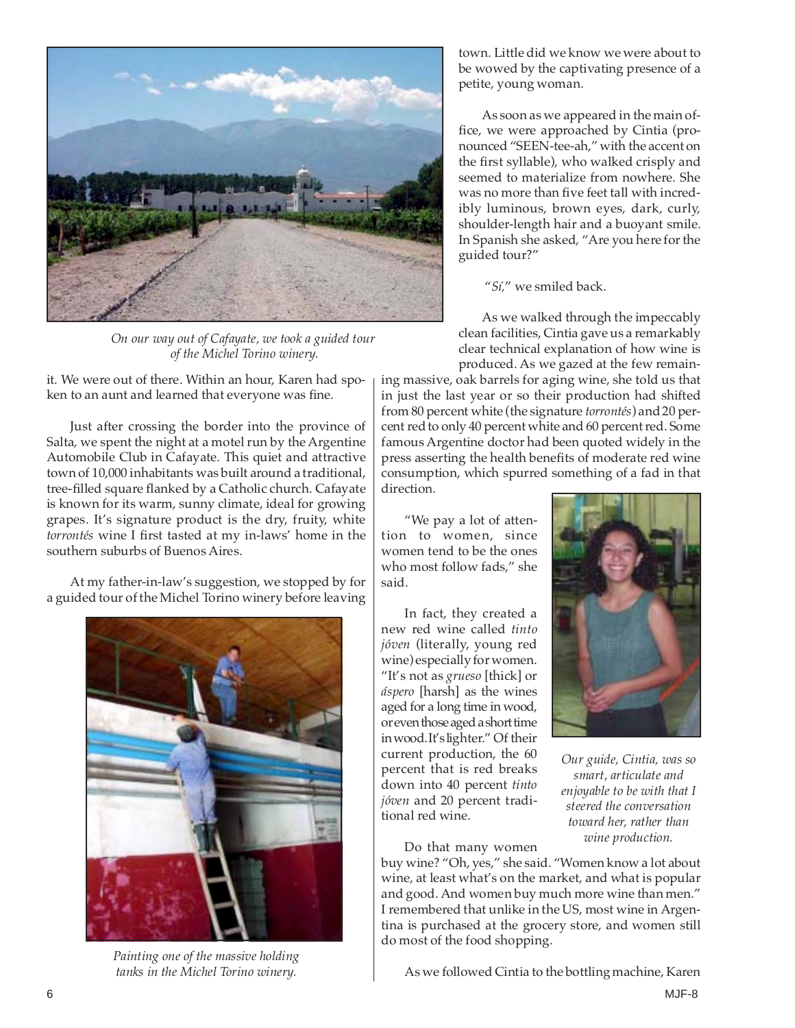*On our way out of Cafayate, we took a guided tour of the Michel Torino winery.*

it. We were out of there. Within an hour, Karen had spoken to an aunt and learned that everyone was fine.

Just after crossing the border into the province of Salta, we spent the night at a motel run by the Argentine Automobile Club in Cafayate. This quiet and attractive town of 10,000 inhabitants was built around a traditional, tree-filled square flanked by a Catholic church. Cafayate is known for its warm, sunny climate, ideal for growing grapes. It's signature product is the dry, fruity, white *torrontés* wine I first tasted at my in-laws' home in the southern suburbs of Buenos Aires.

At my father-in-law's suggestion, we stopped by for a guided tour of the Michel Torino winery before leaving town. Little did we know we were about to be wowed by the captivating presence of a petite, young woman.

*Painting one of the massive holding tanks in the Michel Torino winery.*

As soon as we appeared in the main office, we were approached by Cintia (pronounced "SEEN-tee-ah," with the accent on the first syllable), who walked crisply and seemed to materialize from nowhere. She was no more than five feet tall with incredibly luminous, brown eyes, dark, curly, shoulder-length hair and a buoyant smile. In Spanish she asked, "Are you here for the guided tour?"

"*Sí*," we smiled back.

As we walked through the impeccably clean facilities, Cintia gave us a remarkably clear technical explanation of how wine is produced. As we gazed at the few remaining massive, oak barrels for aging wine, she told us that in just the last year or so their production had shifted from 80 percent white (the signature *torrontés*) and 20 percent red to only 40 percent white and 60 percent red. Some famous Argentine doctor had been quoted widely in the press asserting the health benefits of moderate red wine consumption, which spurred something of a fad in that direction.

"We pay a lot of attention to women, since women tend to be the ones who most follow fads," she said.

In fact, they created a new red wine called *tinto jóven* (literally, young red wine) especially for women. "It's not as *grueso* [thick] or *áspero* [harsh] as the wines aged for a long time in wood, or even those aged a short time in wood. It's lighter." Of their current production, the 60 percent that is red breaks down into 40 percent *tinto jóven* and 20 percent traditional red wine.

*Our guide, Cintia, was so smart, articulate and enjoyable to be with that I steered the conversation toward her, rather than wine production.*

Do that many women buy wine? "Oh, yes," she said. "Women know a lot about wine, at least what's on the market, and what is popular and good. And women buy much more wine than men." I remembered that unlike in the US, most wine in Argentina is purchased at the grocery store, and women still do most of the food shopping.

As we followed Cintia to the bottling machine, Karen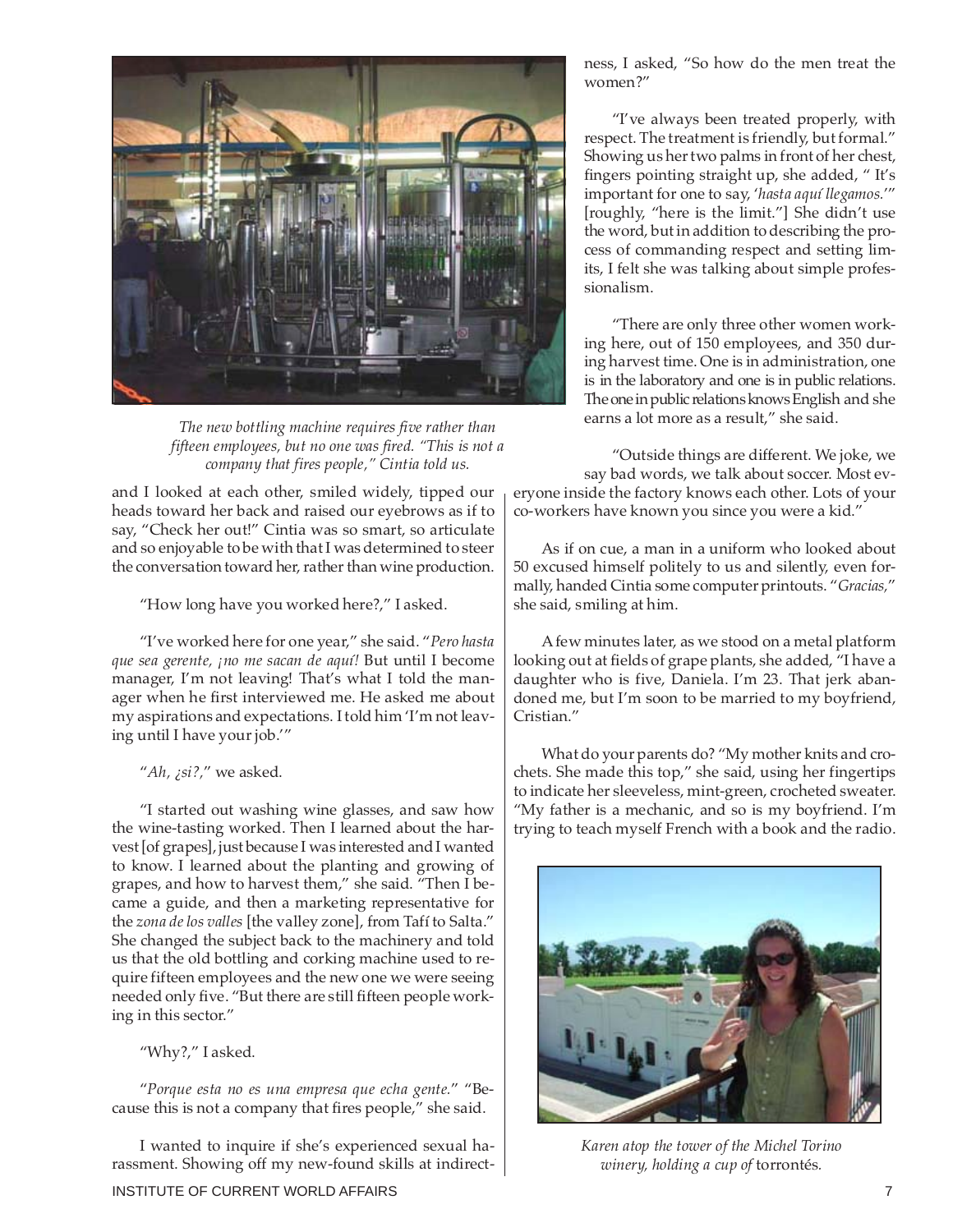*The new bottling machine requires five rather than fifteen employees, but no one was fired. "This is not a company that fires people," Cintia told us.*

and I looked at each other, smiled widely, tipped our heads toward her back and raised our eyebrows as if to say, "Check her out!" Cintia was so smart, so articulate and so enjoyable to be with that I was determined to steer the conversation toward her, rather than wine production.

"How long have you worked here?," I asked.

"I've worked here for one year," she said. "*Pero hasta que sea gerente, ¡no me sacan de aquí!* But until I become manager, I'm not leaving! That's what I told the manager when he first interviewed me. He asked me about my aspirations and expectations. I told him 'I'm not leaving until I have your job.'"

"*Ah, ¿si?,*" we asked.

"I started out washing wine glasses, and saw how the wine-tasting worked. Then I learned about the harvest [of grapes], just because I was interested and I wanted to know. I learned about the planting and growing of grapes, and how to harvest them," she said. "Then I became a guide, and then a marketing representative for the *zona de los valles* [the valley zone], from Tafí to Salta." She changed the subject back to the machinery and told us that the old bottling and corking machine used to require fifteen employees and the new one we were seeing needed only five. "But there are still fifteen people working in this sector."

"Why?," I asked.

"*Porque esta no es una empresa que echa gente.*" "Because this is not a company that fires people," she said.

I wanted to inquire if she's experienced sexual harassment. Showing off my new-found skills at indirectness, I asked, "So how do the men treat the women?"

"I've always been treated properly, with respect. The treatment is friendly, but formal." Showing us her two palms in front of her chest, fingers pointing straight up, she added, " It's important for one to say, '*hasta aquí llegamos.*'" [roughly, "here is the limit."] She didn't use the word, but in addition to describing the process of commanding respect and setting limits, I felt she was talking about simple professionalism.

"There are only three other women working here, out of 150 employees, and 350 during harvest time. One is in administration, one is in the laboratory and one is in public relations. The one in public relations knows English and she earns a lot more as a result," she said.

"Outside things are different. We joke, we say bad words, we talk about soccer. Most everyone inside the factory knows each other. Lots of your co-workers have known you since you were a kid."

As if on cue, a man in a uniform who looked about 50 excused himself politely to us and silently, even formally, handed Cintia some computer printouts. "*Gracias,*" she said, smiling at him.

A few minutes later, as we stood on a metal platform looking out at fields of grape plants, she added, "I have a daughter who is five, Daniela. I'm 23. That jerk abandoned me, but I'm soon to be married to my boyfriend, Cristian."

What do your parents do? "My mother knits and crochets. She made this top," she said, using her fingertips to indicate her sleeveless, mint-green, crocheted sweater. "My father is a mechanic, and so is my boyfriend. I'm trying to teach myself French with a book and the radio.

*Karen atop the tower of the Michel Torino winery, holding a cup of* torrontés.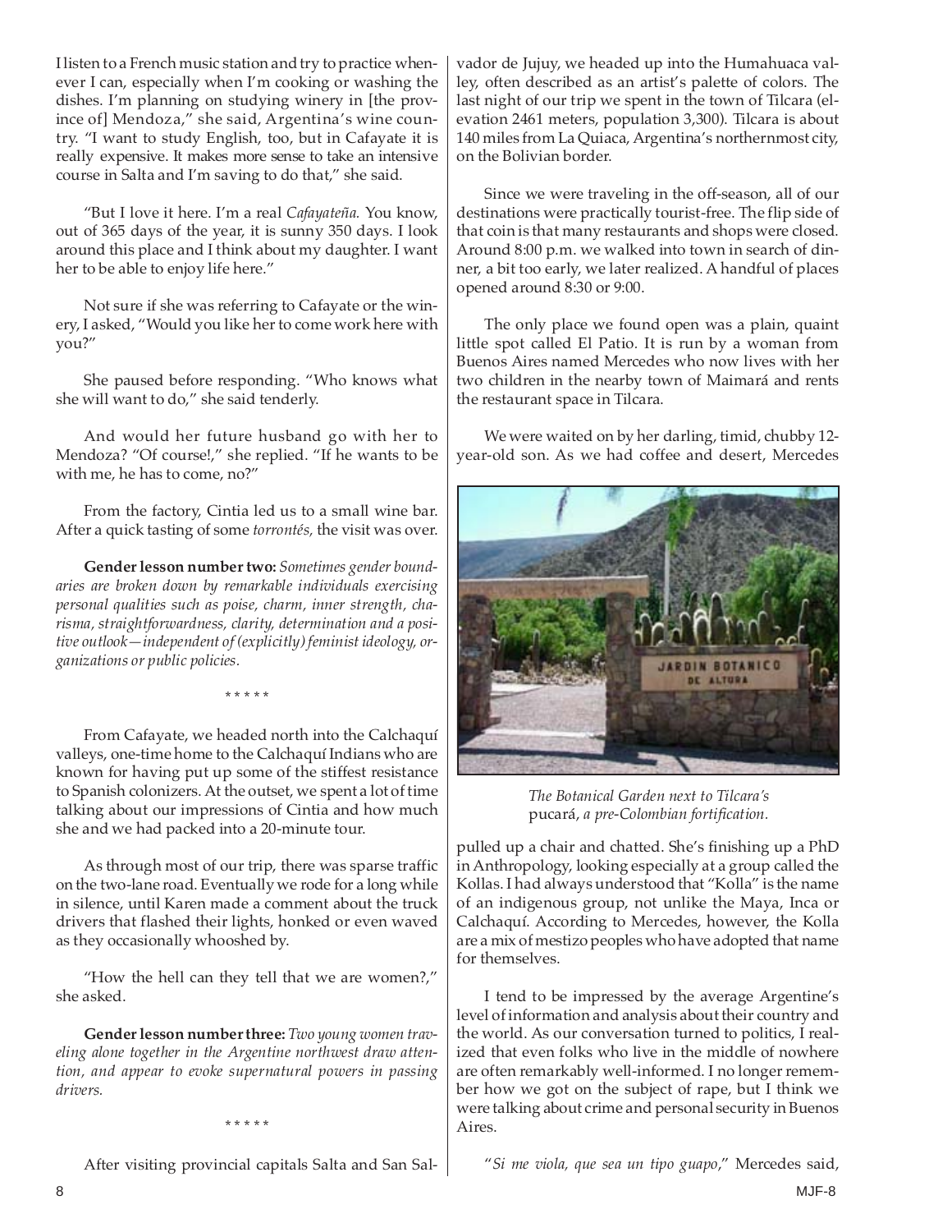I listen to a French music station and try to practice whenever I can, especially when I'm cooking or washing the dishes. I'm planning on studying winery in [the province of] Mendoza," she said, Argentina's wine country. "I want to study English, too, but in Cafayate it is really expensive. It makes more sense to take an intensive course in Salta and I'm saving to do that," she said.

"But I love it here. I'm a real *Cafayateña.* You know, out of 365 days of the year, it is sunny 350 days. I look around this place and I think about my daughter. I want her to be able to enjoy life here."

Not sure if she was referring to Cafayate or the winery, I asked, "Would you like her to come work here with you?"

She paused before responding. "Who knows what she will want to do," she said tenderly.

And would her future husband go with her to Mendoza? "Of course!," she replied. "If he wants to be with me, he has to come, no?"

From the factory, Cintia led us to a small wine bar. After a quick tasting of some *torrontés,* the visit was over.

**Gender lesson number two:** *Sometimes gender boundaries are broken down by remarkable individuals exercising personal qualities such as poise, charm, inner strength, charisma, straightforwardness, clarity, determination and a positive outlook—independent of (explicitly) feminist ideology, organizations or public policies.*

\* \* \* \* \*

From Cafayate, we headed north into the Calchaquí valleys, one-time home to the Calchaquí Indians who are known for having put up some of the stiffest resistance to Spanish colonizers. At the outset, we spent a lot of time talking about our impressions of Cintia and how much she and we had packed into a 20-minute tour.

As through most of our trip, there was sparse traffic on the two-lane road. Eventually we rode for a long while in silence, until Karen made a comment about the truck drivers that flashed their lights, honked or even waved as they occasionally whooshed by.

"How the hell can they tell that we are women?," she asked.

**Gender lesson number three:** *Two young women traveling alone together in the Argentine northwest draw attention, and appear to evoke supernatural powers in passing drivers.*

\* \* \* \* \*

After visiting provincial capitals Salta and San Salvador de Jujuy, we headed up into the Humahuaca valley, often described as an artist's palette of colors. The last night of our trip we spent in the town of Tilcara (elevation 2461 meters, population 3,300). Tilcara is about 140 miles from La Quiaca, Argentina's northernmost city, on the Bolivian border.

Since we were traveling in the off-season, all of our destinations were practically tourist-free. The flip side of that coin is that many restaurants and shops were closed. Around 8:00 p.m. we walked into town in search of dinner, a bit too early, we later realized. A handful of places opened around 8:30 or 9:00.

The only place we found open was a plain, quaint little spot called El Patio. It is run by a woman from Buenos Aires named Mercedes who now lives with her two children in the nearby town of Maimará and rents the restaurant space in Tilcara.

We were waited on by her darling, timid, chubby 12-year-old son. As we had coffee and desert, Mercedes pulled up a chair and chatted. She's finishing up a PhD in Anthropology, looking especially at a group called the Kollas. I had always understood that "Kolla" is the name of an indigenous group, not unlike the Maya, Inca or Calchaquí. According to Mercedes, however, the Kolla are a mix of mestizo peoples who have adopted that name for themselves.

*The Botanical Garden next to Tilcara's* pucará, *a pre-Colombian fortification.*

I tend to be impressed by the average Argentine's level of information and analysis about their country and the world. As our conversation turned to politics, I realized that even folks who live in the middle of nowhere are often remarkably well-informed. I no longer remember how we got on the subject of rape, but I think we were talking about crime and personal security in Buenos Aires.

"*Si me viola, que sea un tipo guapo*," Mercedes said,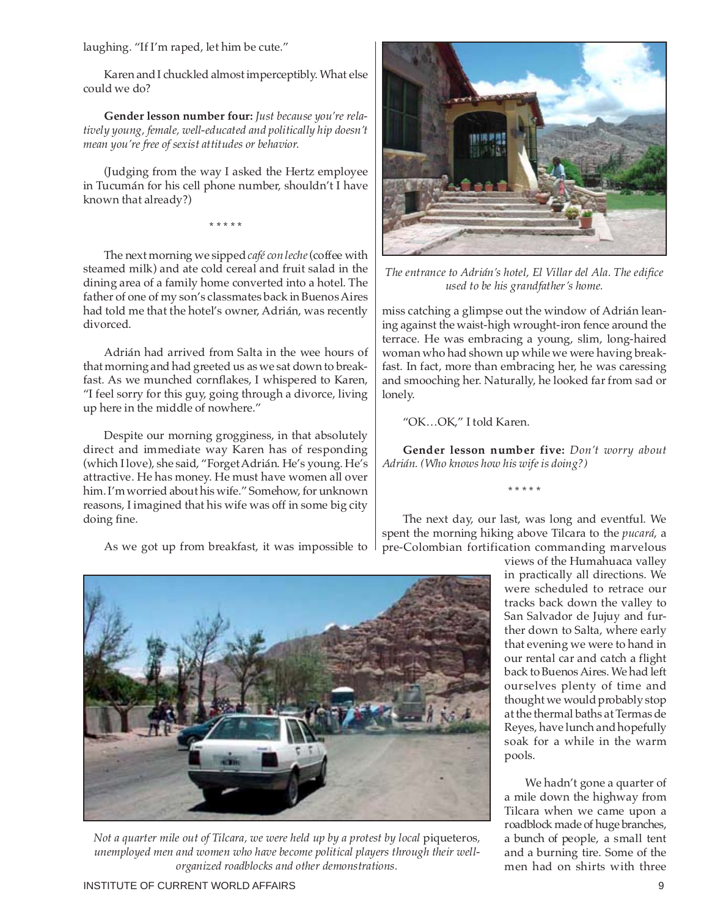laughing. "If I'm raped, let him be cute."

Karen and I chuckled almost imperceptibly. What else could we do?

**Gender lesson number four:** *Just because you're relatively young, female, well-educated and politically hip doesn't mean you're free of sexist attitudes or behavior.*

(Judging from the way I asked the Hertz employee in Tucumán for his cell phone number, shouldn't I have known that already?)

\* \* \* \* \*

The next morning we sipped *café con leche* (coffee with steamed milk) and ate cold cereal and fruit salad in the dining area of a family home converted into a hotel. The father of one of my son's classmates back in Buenos Aires had told me that the hotel's owner, Adrián, was recently divorced.

Adrián had arrived from Salta in the wee hours of that morning and had greeted us as we sat down to breakfast. As we munched cornflakes, I whispered to Karen, "I feel sorry for this guy, going through a divorce, living up here in the middle of nowhere."

Despite our morning grogginess, in that absolutely direct and immediate way Karen has of responding (which I love), she said, "Forget Adrián. He's young. He's attractive. He has money. He must have women all over him. I'm worried about his wife." Somehow, for unknown reasons, I imagined that his wife was off in some big city doing fine.

As we got up from breakfast, it was impossible to miss catching a glimpse out the window of Adrián leaning against the waist-high wrought-iron fence around the terrace. He was embracing a young, slim, long-haired woman who had shown up while we were having breakfast. In fact, more than embracing her, he was caressing and smooching her. Naturally, he looked far from sad or lonely.

*The entrance to Adrián's hotel, El Villar del Ala. The edifice used to be his grandfather's home.*

"OK…OK," I told Karen.

**Gender lesson number five:** *Don't worry about Adrián. (Who knows how his wife is doing?)*

\* \* \* \* \*

The next day, our last, was long and eventful. We spent the morning hiking above Tilcara to the *pucará*, a pre-Colombian fortification commanding marvelous views of the Humahuaca valley in practically all directions. We were scheduled to retrace our tracks back down the valley to San Salvador de Jujuy and further down to Salta, where early that evening we were to hand in our rental car and catch a flight back to Buenos Aires. We had left ourselves plenty of time and thought we would probably stop at the thermal baths at Termas de Reyes, have lunch and hopefully soak for a while in the warm pools.

We hadn't gone a quarter of a mile down the highway from Tilcara when we came upon a roadblock made of huge branches, a bunch of people, a small tent and a burning tire. Some of the men had on shirts with three

*Not a quarter mile out of Tilcara, we were held up by a protest by local* piqueteros*, unemployed men and women who have become political players through their well-organized roadblocks and other demonstrations.*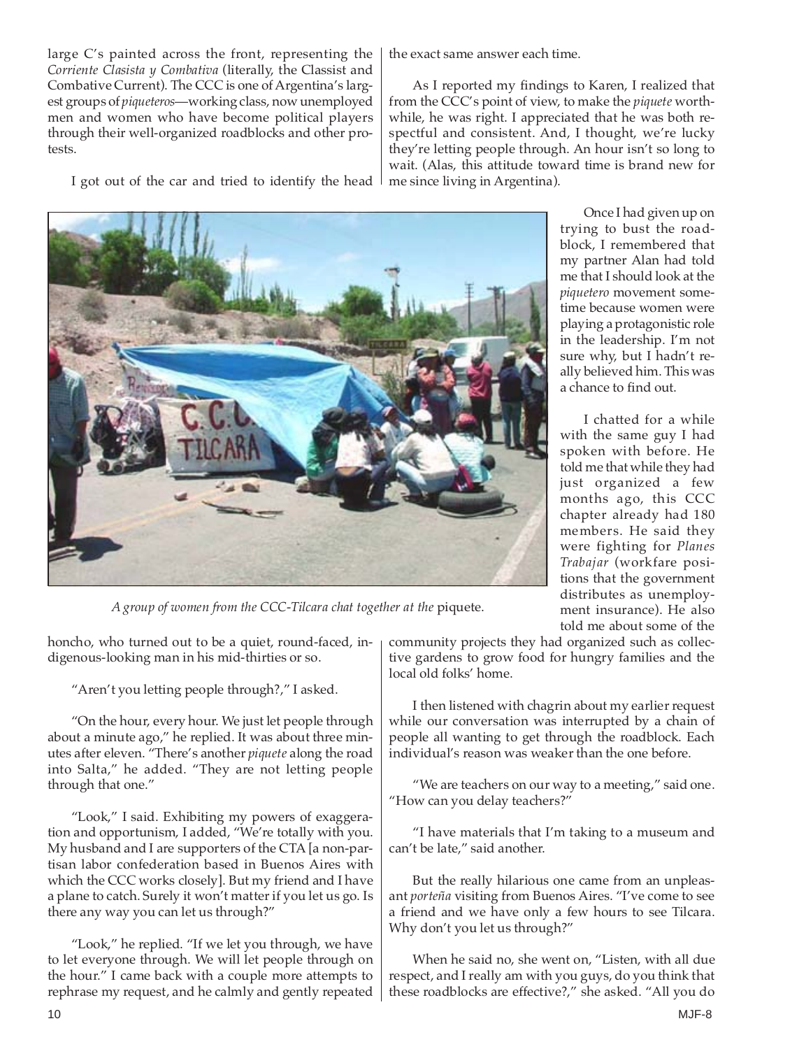large C's painted across the front, representing the *Corriente Clasista y Combativa* (literally, the Classist and Combative Current). The CCC is one of Argentina's largest groups of *piqueteros*—working class, now unemployed men and women who have become political players through their well-organized roadblocks and other protests.

I got out of the car and tried to identify the head honcho, who turned out to be a quiet, round-faced, indigenous-looking man in his mid-thirties or so.

"Aren't you letting people through?," I asked.

"On the hour, every hour. We just let people through about a minute ago," he replied. It was about three minutes after eleven. "There's another *piquete* along the road into Salta," he added. "They are not letting people through that one."

"Look," I said. Exhibiting my powers of exaggeration and opportunism, I added, "We're totally with you. My husband and I are supporters of the CTA [a non-partisan labor confederation based in Buenos Aires with which the CCC works closely]. But my friend and I have a plane to catch. Surely it won't matter if you let us go. Is there any way you can let us through?"

"Look," he replied. "If we let you through, we have to let everyone through. We will let people through on the hour." I came back with a couple more attempts to rephrase my request, and he calmly and gently repeated the exact same answer each time.

As I reported my findings to Karen, I realized that from the CCC's point of view, to make the *piquete* worthwhile, he was right. I appreciated that he was both respectful and consistent. And, I thought, we're lucky they're letting people through. An hour isn't so long to wait. (Alas, this attitude toward time is brand new for me since living in Argentina).

*A group of women from the CCC-Tilcara chat together at the* piquete.

Once I had given up on trying to bust the roadblock, I remembered that my partner Alan had told me that I should look at the *piquetero* movement sometime because women were playing a protagonistic role in the leadership. I'm not sure why, but I hadn't really believed him. This was a chance to find out.

I chatted for a while with the same guy I had spoken with before. He told me that while they had just organized a few months ago, this CCC chapter already had 180 members. He said they were fighting for *Planes Trabajar* (workfare positions that the government distributes as unemployment insurance). He also told me about some of the community projects they had organized such as collective gardens to grow food for hungry families and the local old folks' home.

I then listened with chagrin about my earlier request while our conversation was interrupted by a chain of people all wanting to get through the roadblock. Each individual's reason was weaker than the one before.

"We are teachers on our way to a meeting," said one. "How can you delay teachers?"

"I have materials that I'm taking to a museum and can't be late," said another.

But the really hilarious one came from an unpleasant *porteña* visiting from Buenos Aires. "I've come to see a friend and we have only a few hours to see Tilcara. Why don't you let us through?"

When he said no, she went on, "Listen, with all due respect, and I really am with you guys, do you think that these roadblocks are effective?," she asked. "All you do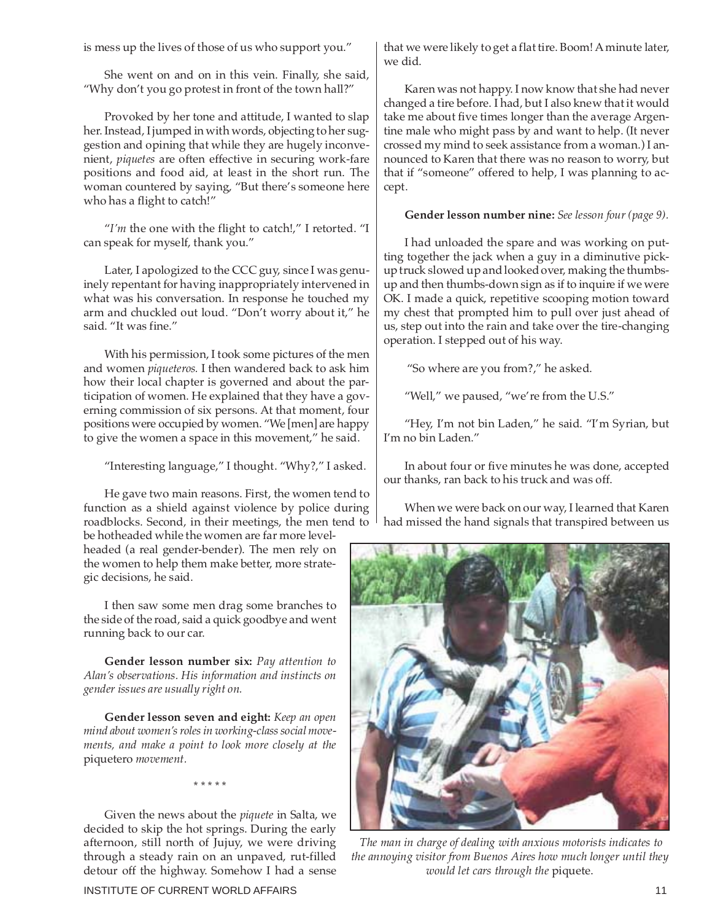is mess up the lives of those of us who support you."

She went on and on in this vein. Finally, she said, "Why don't you go protest in front of the town hall?"

Provoked by her tone and attitude, I wanted to slap her. Instead, I jumped in with words, objecting to her suggestion and opining that while they are hugely inconvenient, *piquetes* are often effective in securing work-fare positions and food aid, at least in the short run. The woman countered by saying, "But there's someone here who has a flight to catch!"

"*I'm* the one with the flight to catch!," I retorted. "I can speak for myself, thank you."

Later, I apologized to the CCC guy, since I was genuinely repentant for having inappropriately intervened in what was his conversation. In response he touched my arm and chuckled out loud. "Don't worry about it," he said. "It was fine."

With his permission, I took some pictures of the men and women *piqueteros.* I then wandered back to ask him how their local chapter is governed and about the participation of women. He explained that they have a governing commission of six persons. At that moment, four positions were occupied by women. "We [men] are happy to give the women a space in this movement," he said.

"Interesting language," I thought. "Why?," I asked.

He gave two main reasons. First, the women tend to function as a shield against violence by police during roadblocks. Second, in their meetings, the men tend to be hotheaded while the women are far more levelheaded (a real gender-bender). The men rely on the women to help them make better, more strategic decisions, he said.

I then saw some men drag some branches to the side of the road, said a quick goodbye and went running back to our car.

**Gender lesson number six:** *Pay attention to Alan's observations. His information and instincts on gender issues are usually right on.*

**Gender lesson seven and eight:** *Keep an open mind about women's roles in working-class social movements, and make a point to look more closely at the* piquetero *movement.*

\* \* \* \* \*

Given the news about the *piquete* in Salta, we decided to skip the hot springs. During the early afternoon, still north of Jujuy, we were driving through a steady rain on an unpaved, rut-filled detour off the highway. Somehow I had a sense that we were likely to get a flat tire. Boom! A minute later, we did.

Karen was not happy. I now know that she had never changed a tire before. I had, but I also knew that it would take me about five times longer than the average Argentine male who might pass by and want to help. (It never crossed my mind to seek assistance from a woman.) I announced to Karen that there was no reason to worry, but that if "someone" offered to help, I was planning to accept.

**Gender lesson number nine:** *See lesson four (page 9).*

I had unloaded the spare and was working on putting together the jack when a guy in a diminutive pickup truck slowed up and looked over, making the thumbs-up and then thumbs-down sign as if to inquire if we were OK. I made a quick, repetitive scooping motion toward my chest that prompted him to pull over just ahead of us, step out into the rain and take over the tire-changing operation. I stepped out of his way.

"So where are you from?," he asked.

"Well," we paused, "we're from the U.S."

"Hey, I'm not bin Laden," he said. "I'm Syrian, but I'm no bin Laden."

In about four or five minutes he was done, accepted our thanks, ran back to his truck and was off.

When we were back on our way, I learned that Karen had missed the hand signals that transpired between us

*The man in charge of dealing with anxious motorists indicates to the annoying visitor from Buenos Aires how much longer until they would let cars through the* piquete.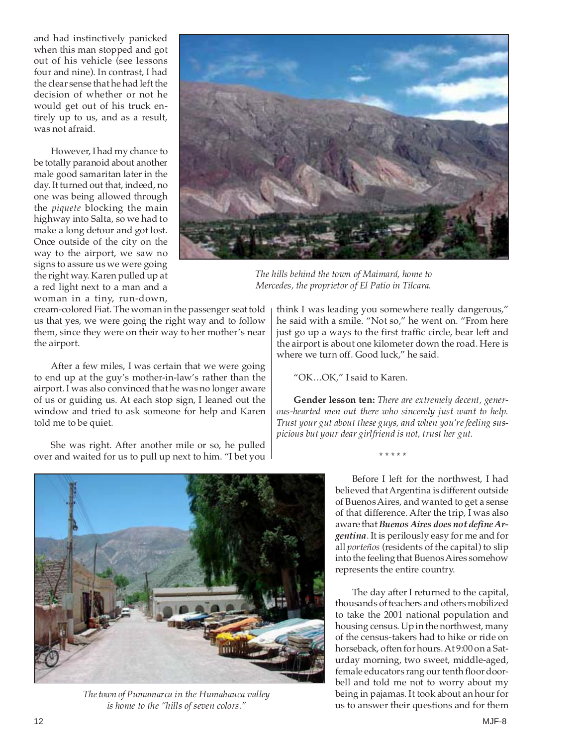and had instinctively panicked when this man stopped and got out of his vehicle (see lessons four and nine). In contrast, I had the clear sense that he had left the decision of whether or not he would get out of his truck entirely up to us, and as a result, was not afraid.

However, I had my chance to be totally paranoid about another male good samaritan later in the day. It turned out that, indeed, no one was being allowed through the *piquete* blocking the main highway into Salta, so we had to make a long detour and got lost. Once outside of the city on the way to the airport, we saw no signs to assure us we were going the right way. Karen pulled up at a red light next to a man and a woman in a tiny, run-down, cream-colored Fiat. The woman in the passenger seat told us that yes, we were going the right way and to follow them, since they were on their way to her mother's near the airport.

*The hills behind the town of Maimará, home to Mercedes, the proprietor of El Patio in Tilcara.*

After a few miles, I was certain that we were going to end up at the guy's mother-in-law's rather than the airport. I was also convinced that he was no longer aware of us or guiding us. At each stop sign, I leaned out the window and tried to ask someone for help and Karen told me to be quiet.

She was right. After another mile or so, he pulled over and waited for us to pull up next to him. "I bet you think I was leading you somewhere really dangerous," he said with a smile. "Not so," he went on. "From here just go up a ways to the first traffic circle, bear left and the airport is about one kilometer down the road. Here is where we turn off. Good luck," he said.

"OK…OK," I said to Karen.

**Gender lesson ten:** *There are extremely decent, generous-hearted men out there who sincerely just want to help. Trust your gut about these guys, and when you're feeling suspicious but your dear girlfriend is not, trust her gut.*

\* \* \* \* \*

*The town of Pumamarca in the Humahauca valley is home to the "hills of seven colors."*

Before I left for the northwest, I had believed that Argentina is different outside of Buenos Aires, and wanted to get a sense of that difference. After the trip, I was also aware that ***Buenos Aires does not define Argentina***. It is perilously easy for me and for all *porteños* (residents of the capital) to slip into the feeling that Buenos Aires somehow represents the entire country.

The day after I returned to the capital, thousands of teachers and others mobilized to take the 2001 national population and housing census. Up in the northwest, many of the census-takers had to hike or ride on horseback, often for hours. At 9:00 on a Saturday morning, two sweet, middle-aged, female educators rang our tenth floor doorbell and told me not to worry about my being in pajamas. It took about an hour for us to answer their questions and for them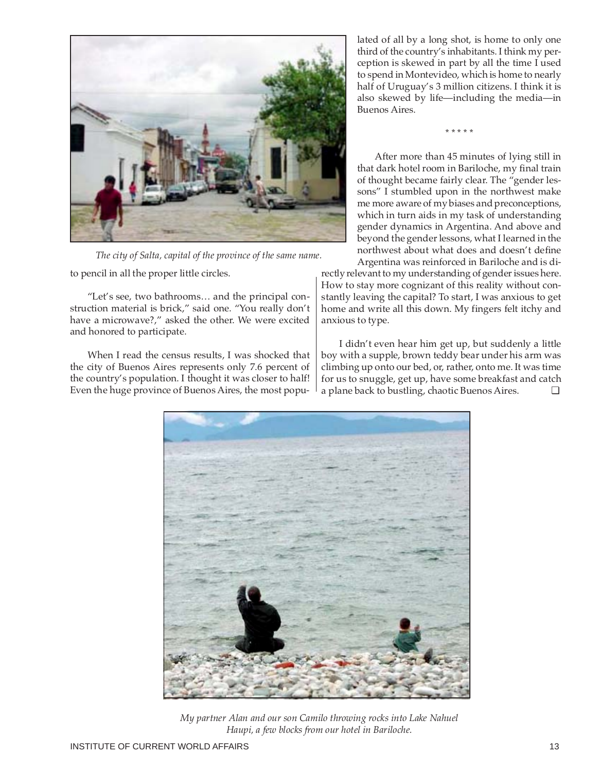*The city of Salta, capital of the province of the same name.*

to pencil in all the proper little circles.

"Let's see, two bathrooms… and the principal construction material is brick," said one. "You really don't have a microwave?," asked the other. We were excited and honored to participate.

When I read the census results, I was shocked that the city of Buenos Aires represents only 7.6 percent of the country's population. I thought it was closer to half! Even the huge province of Buenos Aires, the most populated of all by a long shot, is home to only one third of the country's inhabitants. I think my perception is skewed in part by all the time I used to spend in Montevideo, which is home to nearly half of Uruguay's 3 million citizens. I think it is also skewed by life—including the media—in Buenos Aires.

\* \* \* \* \*

After more than 45 minutes of lying still in that dark hotel room in Bariloche, my final train of thought became fairly clear. The "gender lessons" I stumbled upon in the northwest make me more aware of my biases and preconceptions, which in turn aids in my task of understanding gender dynamics in Argentina. And above and beyond the gender lessons, what I learned in the northwest about what does and doesn't define Argentina was reinforced in Bariloche and is directly relevant to my understanding of gender issues here. How to stay more cognizant of this reality without constantly leaving the capital? To start, I was anxious to get home and write all this down. My fingers felt itchy and anxious to type.

I didn't even hear him get up, but suddenly a little boy with a supple, brown teddy bear under his arm was climbing up onto our bed, or, rather, onto me. It was time for us to snuggle, get up, have some breakfast and catch a plane back to bustling, chaotic Buenos Aires. ❑

*My partner Alan and our son Camilo throwing rocks into Lake Nahuel Haupi, a few blocks from our hotel in Bariloche.*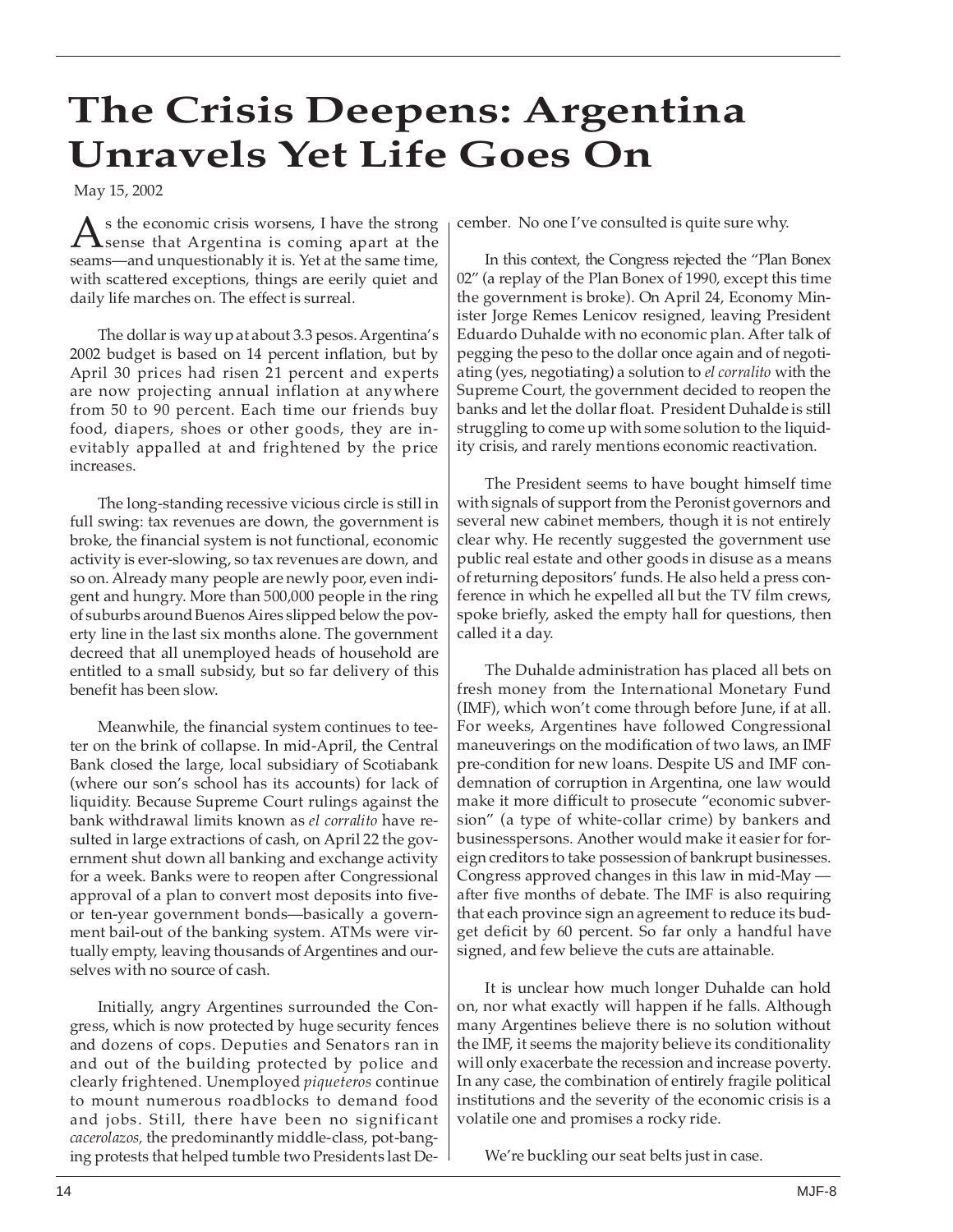# The Crisis Deepens: Argentina Unravels Yet Life Goes On

May 15, 2002

As the economic crisis worsens, I have the strong sense that Argentina is coming apart at the seams—and unquestionably it is. Yet at the same time, with scattered exceptions, things are eerily quiet and daily life marches on. The effect is surreal.

The dollar is way up at about 3.3 pesos. Argentina's 2002 budget is based on 14 percent inflation, but by April 30 prices had risen 21 percent and experts are now projecting annual inflation at anywhere from 50 to 90 percent. Each time our friends buy food, diapers, shoes or other goods, they are inevitably appalled at and frightened by the price increases.

The long-standing recessive vicious circle is still in full swing: tax revenues are down, the government is broke, the financial system is not functional, economic activity is ever-slowing, so tax revenues are down, and so on. Already many people are newly poor, even indigent and hungry. More than 500,000 people in the ring of suburbs around Buenos Aires slipped below the poverty line in the last six months alone. The government decreed that all unemployed heads of household are entitled to a small subsidy, but so far delivery of this benefit has been slow.

Meanwhile, the financial system continues to teeter on the brink of collapse. In mid-April, the Central Bank closed the large, local subsidiary of Scotiabank (where our son's school has its accounts) for lack of liquidity. Because Supreme Court rulings against the bank withdrawal limits known as *el corralito* have resulted in large extractions of cash, on April 22 the government shut down all banking and exchange activity for a week. Banks were to reopen after Congressional approval of a plan to convert most deposits into five- or ten-year government bonds—basically a government bail-out of the banking system. ATMs were virtually empty, leaving thousands of Argentines and ourselves with no source of cash.

Initially, angry Argentines surrounded the Congress, which is now protected by huge security fences and dozens of cops. Deputies and Senators ran in and out of the building protected by police and clearly frightened. Unemployed *piqueteros* continue to mount numerous roadblocks to demand food and jobs. Still, there have been no significant *cacerolazos,* the predominantly middle-class, pot-banging protests that helped tumble two Presidents last December. No one I've consulted is quite sure why.

In this context, the Congress rejected the "Plan Bonex 02" (a replay of the Plan Bonex of 1990, except this time the government is broke). On April 24, Economy Minister Jorge Remes Lenicov resigned, leaving President Eduardo Duhalde with no economic plan. After talk of pegging the peso to the dollar once again and of negotiating (yes, negotiating) a solution to *el corralito* with the Supreme Court, the government decided to reopen the banks and let the dollar float. President Duhalde is still struggling to come up with some solution to the liquidity crisis, and rarely mentions economic reactivation.

The President seems to have bought himself time with signals of support from the Peronist governors and several new cabinet members, though it is not entirely clear why. He recently suggested the government use public real estate and other goods in disuse as a means of returning depositors' funds. He also held a press conference in which he expelled all but the TV film crews, spoke briefly, asked the empty hall for questions, then called it a day.

The Duhalde administration has placed all bets on fresh money from the International Monetary Fund (IMF), which won't come through before June, if at all. For weeks, Argentines have followed Congressional maneuverings on the modification of two laws, an IMF pre-condition for new loans. Despite US and IMF condemnation of corruption in Argentina, one law would make it more difficult to prosecute "economic subversion" (a type of white-collar crime) by bankers and businesspersons. Another would make it easier for foreign creditors to take possession of bankrupt businesses. Congress approved changes in this law in mid-May — after five months of debate. The IMF is also requiring that each province sign an agreement to reduce its budget deficit by 60 percent. So far only a handful have signed, and few believe the cuts are attainable.

It is unclear how much longer Duhalde can hold on, nor what exactly will happen if he falls. Although many Argentines believe there is no solution without the IMF, it seems the majority believe its conditionality will only exacerbate the recession and increase poverty. In any case, the combination of entirely fragile political institutions and the severity of the economic crisis is a volatile one and promises a rocky ride.

We're buckling our seat belts just in case.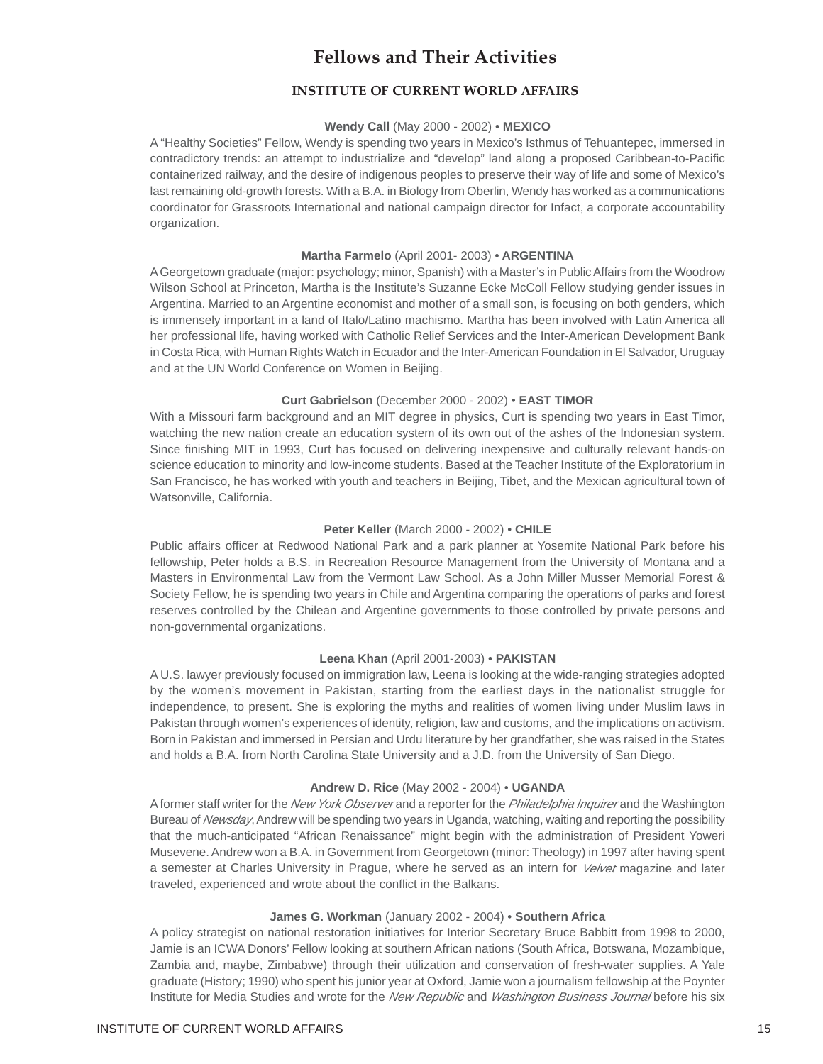# Fellows and Their Activities

## INSTITUTE OF CURRENT WORLD AFFAIRS

**Wendy Call** (May 2000 - 2002) **• MEXICO**

A "Healthy Societies" Fellow, Wendy is spending two years in Mexico's Isthmus of Tehuantepec, immersed in contradictory trends: an attempt to industrialize and "develop" land along a proposed Caribbean-to-Pacific containerized railway, and the desire of indigenous peoples to preserve their way of life and some of Mexico's last remaining old-growth forests. With a B.A. in Biology from Oberlin, Wendy has worked as a communications coordinator for Grassroots International and national campaign director for Infact, a corporate accountability organization.

**Martha Farmelo** (April 2001- 2003) **• ARGENTINA**

A Georgetown graduate (major: psychology; minor, Spanish) with a Master's in Public Affairs from the Woodrow Wilson School at Princeton, Martha is the Institute's Suzanne Ecke McColl Fellow studying gender issues in Argentina. Married to an Argentine economist and mother of a small son, is focusing on both genders, which is immensely important in a land of Italo/Latino machismo. Martha has been involved with Latin America all her professional life, having worked with Catholic Relief Services and the Inter-American Development Bank in Costa Rica, with Human Rights Watch in Ecuador and the Inter-American Foundation in El Salvador, Uruguay and at the UN World Conference on Women in Beijing.

**Curt Gabrielson** (December 2000 - 2002) • **EAST TIMOR**

With a Missouri farm background and an MIT degree in physics, Curt is spending two years in East Timor, watching the new nation create an education system of its own out of the ashes of the Indonesian system. Since finishing MIT in 1993, Curt has focused on delivering inexpensive and culturally relevant hands-on science education to minority and low-income students. Based at the Teacher Institute of the Exploratorium in San Francisco, he has worked with youth and teachers in Beijing, Tibet, and the Mexican agricultural town of Watsonville, California.

**Peter Keller** (March 2000 - 2002) • **CHILE**

Public affairs officer at Redwood National Park and a park planner at Yosemite National Park before his fellowship, Peter holds a B.S. in Recreation Resource Management from the University of Montana and a Masters in Environmental Law from the Vermont Law School. As a John Miller Musser Memorial Forest & Society Fellow, he is spending two years in Chile and Argentina comparing the operations of parks and forest reserves controlled by the Chilean and Argentine governments to those controlled by private persons and non-governmental organizations.

**Leena Khan** (April 2001-2003) **• PAKISTAN**

A U.S. lawyer previously focused on immigration law, Leena is looking at the wide-ranging strategies adopted by the women's movement in Pakistan, starting from the earliest days in the nationalist struggle for independence, to present. She is exploring the myths and realities of women living under Muslim laws in Pakistan through women's experiences of identity, religion, law and customs, and the implications on activism. Born in Pakistan and immersed in Persian and Urdu literature by her grandfather, she was raised in the States and holds a B.A. from North Carolina State University and a J.D. from the University of San Diego.

**Andrew D. Rice** (May 2002 - 2004) • **UGANDA**

A former staff writer for the *New York Observer* and a reporter for the *Philadelphia Inquirer* and the Washington Bureau of *Newsday*, Andrew will be spending two years in Uganda, watching, waiting and reporting the possibility that the much-anticipated "African Renaissance" might begin with the administration of President Yoweri Musevene. Andrew won a B.A. in Government from Georgetown (minor: Theology) in 1997 after having spent a semester at Charles University in Prague, where he served as an intern for *Velvet* magazine and later traveled, experienced and wrote about the conflict in the Balkans.

**James G. Workman** (January 2002 - 2004) • **Southern Africa**

A policy strategist on national restoration initiatives for Interior Secretary Bruce Babbitt from 1998 to 2000, Jamie is an ICWA Donors' Fellow looking at southern African nations (South Africa, Botswana, Mozambique, Zambia and, maybe, Zimbabwe) through their utilization and conservation of fresh-water supplies. A Yale graduate (History; 1990) who spent his junior year at Oxford, Jamie won a journalism fellowship at the Poynter Institute for Media Studies and wrote for the *New Republic* and *Washington Business Journal* before his six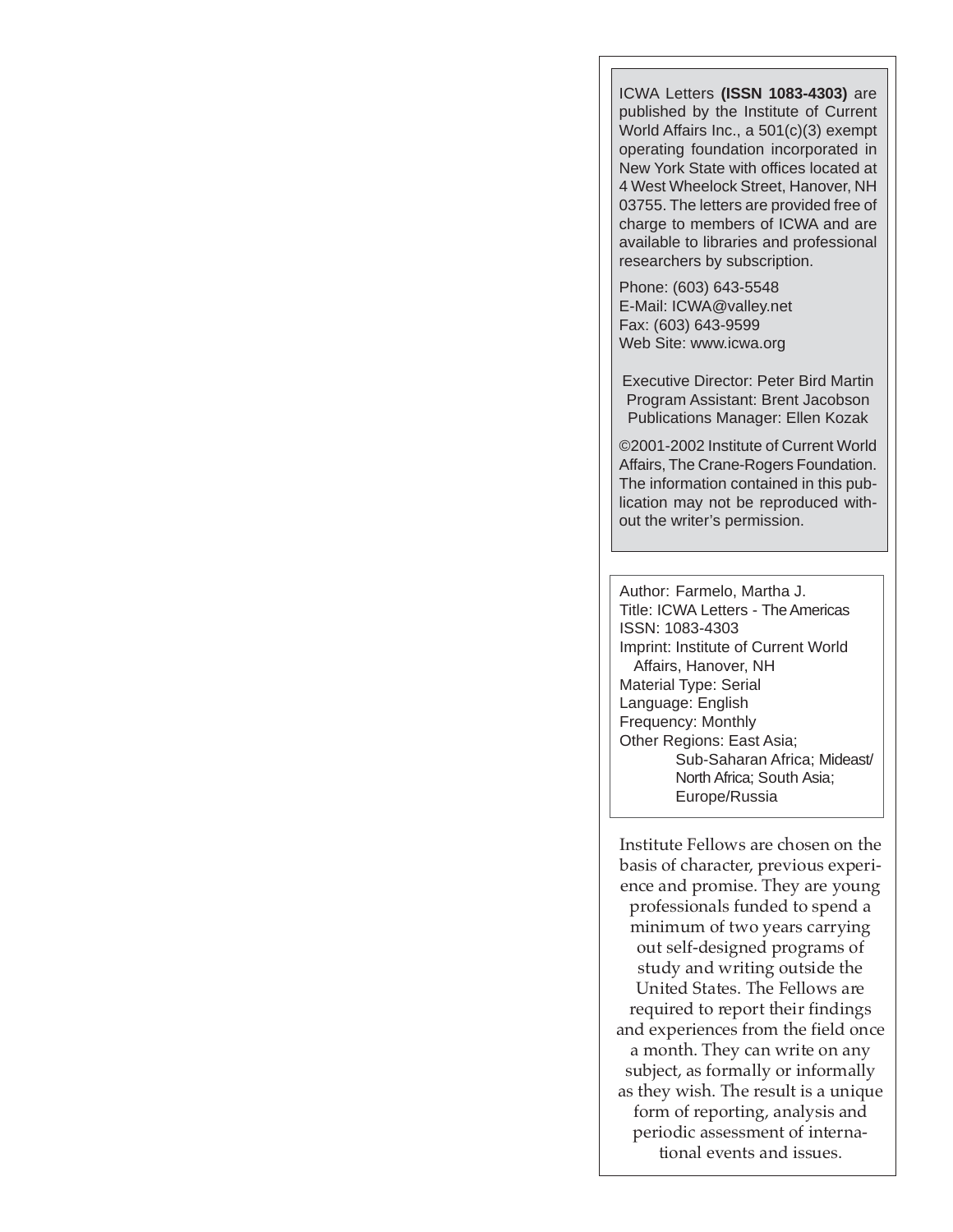ICWA Letters **(ISSN 1083-4303)** are published by the Institute of Current World Affairs Inc., a 501(c)(3) exempt operating foundation incorporated in New York State with offices located at 4 West Wheelock Street, Hanover, NH 03755. The letters are provided free of charge to members of ICWA and are available to libraries and professional researchers by subscription.

Phone: (603) 643-5548
E-Mail: ICWA@valley.net
Fax: (603) 643-9599
Web Site: www.icwa.org

Executive Director: Peter Bird Martin
Program Assistant: Brent Jacobson
Publications Manager: Ellen Kozak

©2001-2002 Institute of Current World Affairs, The Crane-Rogers Foundation. The information contained in this publication may not be reproduced without the writer's permission.

Author: Farmelo, Martha J.
Title: ICWA Letters - The Americas
ISSN: 1083-4303
Imprint: Institute of Current World Affairs, Hanover, NH
Material Type: Serial
Language: English
Frequency: Monthly
Other Regions: East Asia; Sub-Saharan Africa; Mideast/North Africa; South Asia; Europe/Russia

Institute Fellows are chosen on the basis of character, previous experience and promise. They are young professionals funded to spend a minimum of two years carrying out self-designed programs of study and writing outside the United States. The Fellows are required to report their findings and experiences from the field once a month. They can write on any subject, as formally or informally as they wish. The result is a unique form of reporting, analysis and periodic assessment of international events and issues.